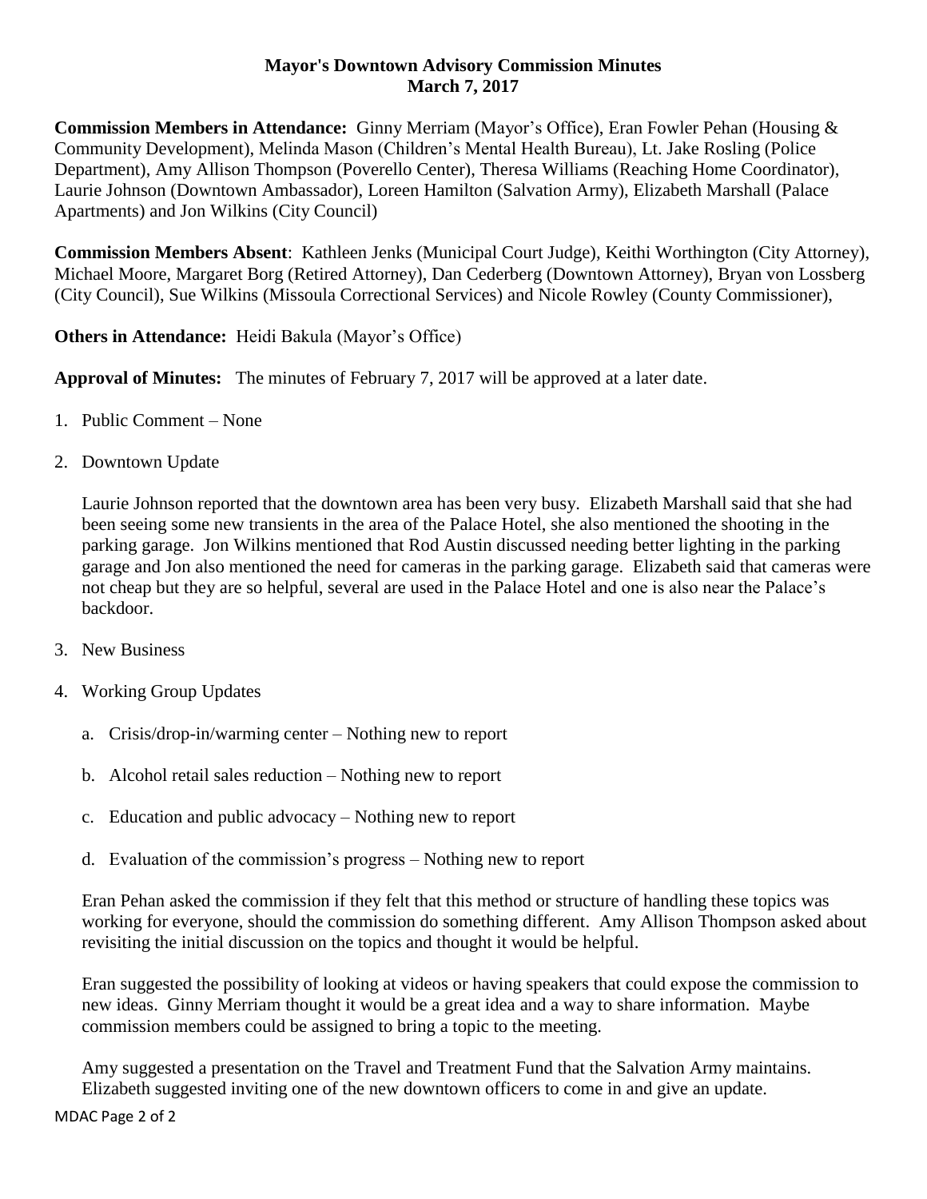**Mayor's Downtown Advisory Commission Minutes**
**March 7, 2017**

**Commission Members in Attendance:** Ginny Merriam (Mayor's Office), Eran Fowler Pehan (Housing & Community Development), Melinda Mason (Children's Mental Health Bureau), Lt. Jake Rosling (Police Department), Amy Allison Thompson (Poverello Center), Theresa Williams (Reaching Home Coordinator), Laurie Johnson (Downtown Ambassador), Loreen Hamilton (Salvation Army), Elizabeth Marshall (Palace Apartments) and Jon Wilkins (City Council)

**Commission Members Absent**: Kathleen Jenks (Municipal Court Judge), Keithi Worthington (City Attorney), Michael Moore, Margaret Borg (Retired Attorney), Dan Cederberg (Downtown Attorney), Bryan von Lossberg (City Council), Sue Wilkins (Missoula Correctional Services) and Nicole Rowley (County Commissioner),

**Others in Attendance:** Heidi Bakula (Mayor's Office)

**Approval of Minutes:** The minutes of February 7, 2017 will be approved at a later date.

1. Public Comment – None

2. Downtown Update

   Laurie Johnson reported that the downtown area has been very busy. Elizabeth Marshall said that she had been seeing some new transients in the area of the Palace Hotel, she also mentioned the shooting in the parking garage. Jon Wilkins mentioned that Rod Austin discussed needing better lighting in the parking garage and Jon also mentioned the need for cameras in the parking garage. Elizabeth said that cameras were not cheap but they are so helpful, several are used in the Palace Hotel and one is also near the Palace's backdoor.

3. New Business

4. Working Group Updates

   a. Crisis/drop-in/warming center – Nothing new to report

   b. Alcohol retail sales reduction – Nothing new to report

   c. Education and public advocacy – Nothing new to report

   d. Evaluation of the commission's progress – Nothing new to report

   Eran Pehan asked the commission if they felt that this method or structure of handling these topics was working for everyone, should the commission do something different. Amy Allison Thompson asked about revisiting the initial discussion on the topics and thought it would be helpful.

   Eran suggested the possibility of looking at videos or having speakers that could expose the commission to new ideas. Ginny Merriam thought it would be a great idea and a way to share information. Maybe commission members could be assigned to bring a topic to the meeting.

   Amy suggested a presentation on the Travel and Treatment Fund that the Salvation Army maintains. Elizabeth suggested inviting one of the new downtown officers to come in and give an update.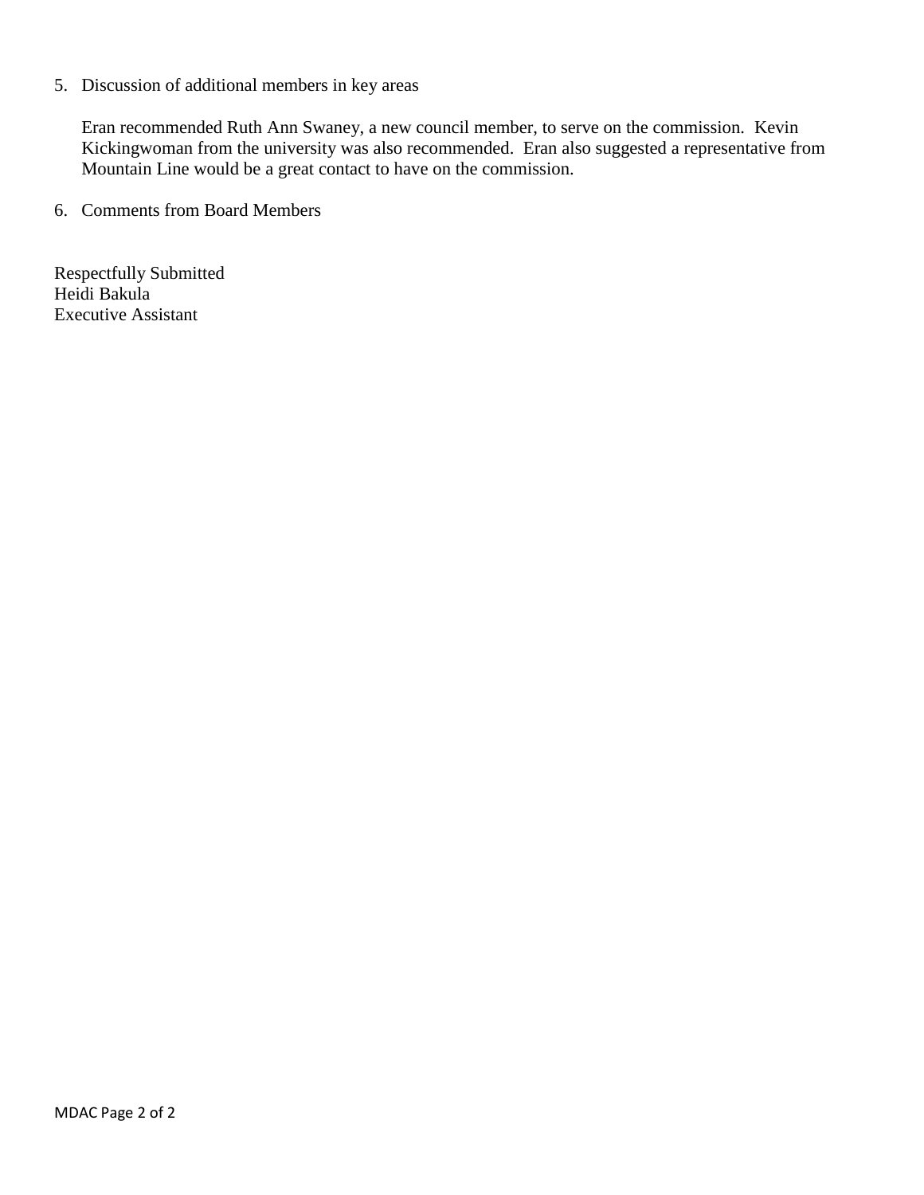5. Discussion of additional members in key areas

   Eran recommended Ruth Ann Swaney, a new council member, to serve on the commission. Kevin Kickingwoman from the university was also recommended. Eran also suggested a representative from Mountain Line would be a great contact to have on the commission.

6. Comments from Board Members

Respectfully Submitted
Heidi Bakula
Executive Assistant